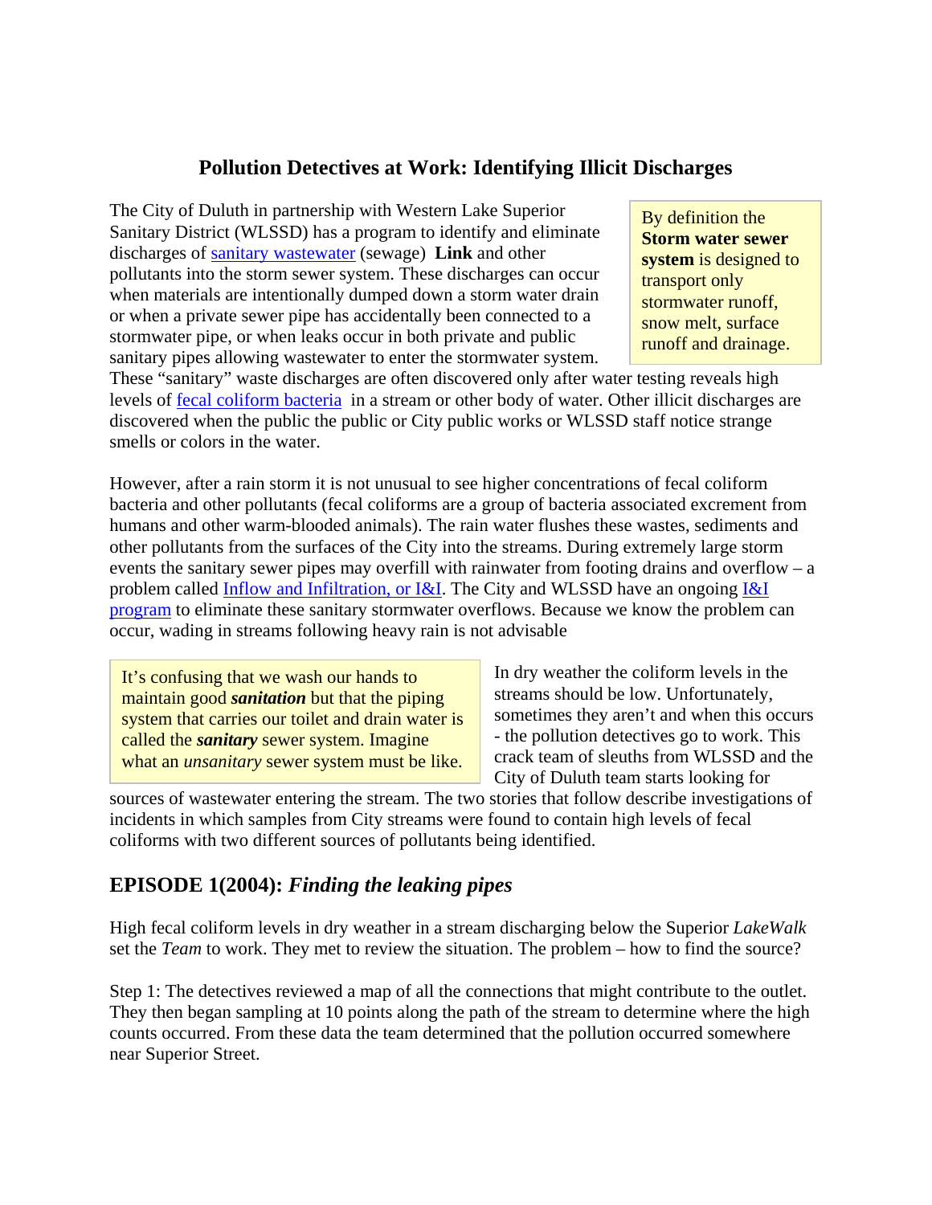# Pollution Detectives at Work: Identifying Illicit Discharges

The City of Duluth in partnership with Western Lake Superior Sanitary District (WLSSD) has a program to identify and eliminate discharges of sanitary wastewater (sewage) **Link** and other pollutants into the storm sewer system. These discharges can occur when materials are intentionally dumped down a storm water drain or when a private sewer pipe has accidentally been connected to a stormwater pipe, or when leaks occur in both private and public sanitary pipes allowing wastewater to enter the stormwater system. These "sanitary" waste discharges are often discovered only after water testing reveals high levels of fecal coliform bacteria in a stream or other body of water. Other illicit discharges are discovered when the public the public or City public works or WLSSD staff notice strange smells or colors in the water.

> By definition the **Storm water sewer system** is designed to transport only stormwater runoff, snow melt, surface runoff and drainage.

However, after a rain storm it is not unusual to see higher concentrations of fecal coliform bacteria and other pollutants (fecal coliforms are a group of bacteria associated excrement from humans and other warm-blooded animals). The rain water flushes these wastes, sediments and other pollutants from the surfaces of the City into the streams. During extremely large storm events the sanitary sewer pipes may overfill with rainwater from footing drains and overflow – a problem called Inflow and Infiltration, or I&I. The City and WLSSD have an ongoing I&I program to eliminate these sanitary stormwater overflows. Because we know the problem can occur, wading in streams following heavy rain is not advisable

> It's confusing that we wash our hands to maintain good ***sanitation*** but that the piping system that carries our toilet and drain water is called the ***sanitary*** sewer system. Imagine what an *unsanitary* sewer system must be like.

In dry weather the coliform levels in the streams should be low. Unfortunately, sometimes they aren't and when this occurs - the pollution detectives go to work. This crack team of sleuths from WLSSD and the City of Duluth team starts looking for sources of wastewater entering the stream. The two stories that follow describe investigations of incidents in which samples from City streams were found to contain high levels of fecal coliforms with two different sources of pollutants being identified.

## EPISODE 1(2004): *Finding the leaking pipes*

High fecal coliform levels in dry weather in a stream discharging below the Superior *LakeWalk* set the *Team* to work. They met to review the situation. The problem – how to find the source?

Step 1: The detectives reviewed a map of all the connections that might contribute to the outlet. They then began sampling at 10 points along the path of the stream to determine where the high counts occurred. From these data the team determined that the pollution occurred somewhere near Superior Street.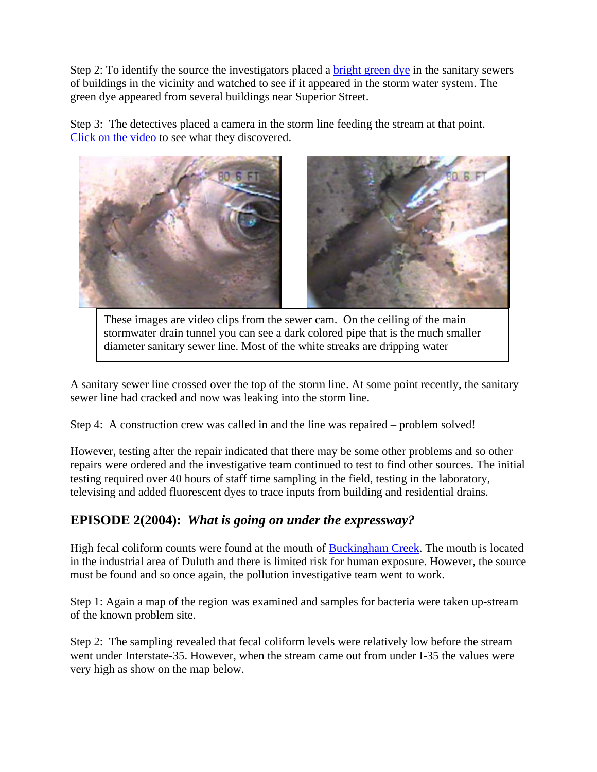Step 2: To identify the source the investigators placed a bright green dye in the sanitary sewers of buildings in the vicinity and watched to see if it appeared in the storm water system. The green dye appeared from several buildings near Superior Street.

Step 3: The detectives placed a camera in the storm line feeding the stream at that point. Click on the video to see what they discovered.

These images are video clips from the sewer cam. On the ceiling of the main stormwater drain tunnel you can see a dark colored pipe that is the much smaller diameter sanitary sewer line. Most of the white streaks are dripping water

A sanitary sewer line crossed over the top of the storm line. At some point recently, the sanitary sewer line had cracked and now was leaking into the storm line.

Step 4: A construction crew was called in and the line was repaired – problem solved!

However, testing after the repair indicated that there may be some other problems and so other repairs were ordered and the investigative team continued to test to find other sources. The initial testing required over 40 hours of staff time sampling in the field, testing in the laboratory, televising and added fluorescent dyes to trace inputs from building and residential drains.

## EPISODE 2(2004): *What is going on under the expressway?*

High fecal coliform counts were found at the mouth of Buckingham Creek. The mouth is located in the industrial area of Duluth and there is limited risk for human exposure. However, the source must be found and so once again, the pollution investigative team went to work.

Step 1: Again a map of the region was examined and samples for bacteria were taken up-stream of the known problem site.

Step 2: The sampling revealed that fecal coliform levels were relatively low before the stream went under Interstate-35. However, when the stream came out from under I-35 the values were very high as show on the map below.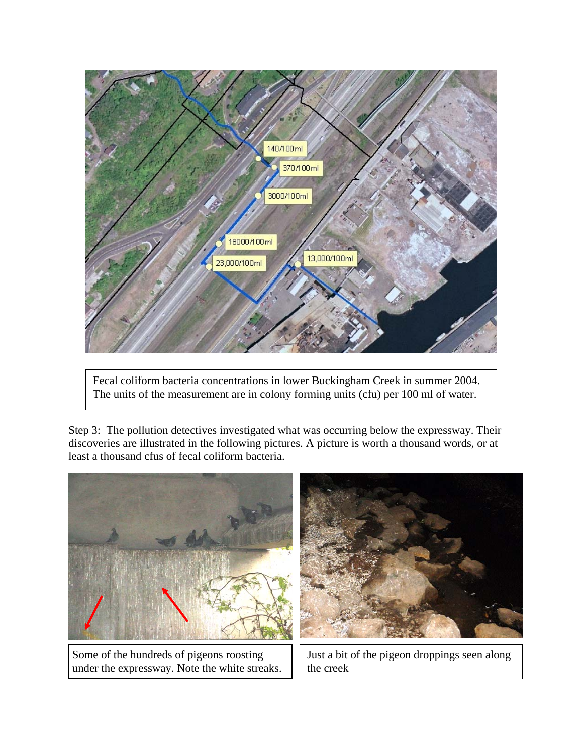Fecal coliform bacteria concentrations in lower Buckingham Creek in summer 2004. The units of the measurement are in colony forming units (cfu) per 100 ml of water.

Step 3: The pollution detectives investigated what was occurring below the expressway. Their discoveries are illustrated in the following pictures. A picture is worth a thousand words, or at least a thousand cfus of fecal coliform bacteria.

Some of the hundreds of pigeons roosting under the expressway. Note the white streaks.

Just a bit of the pigeon droppings seen along the creek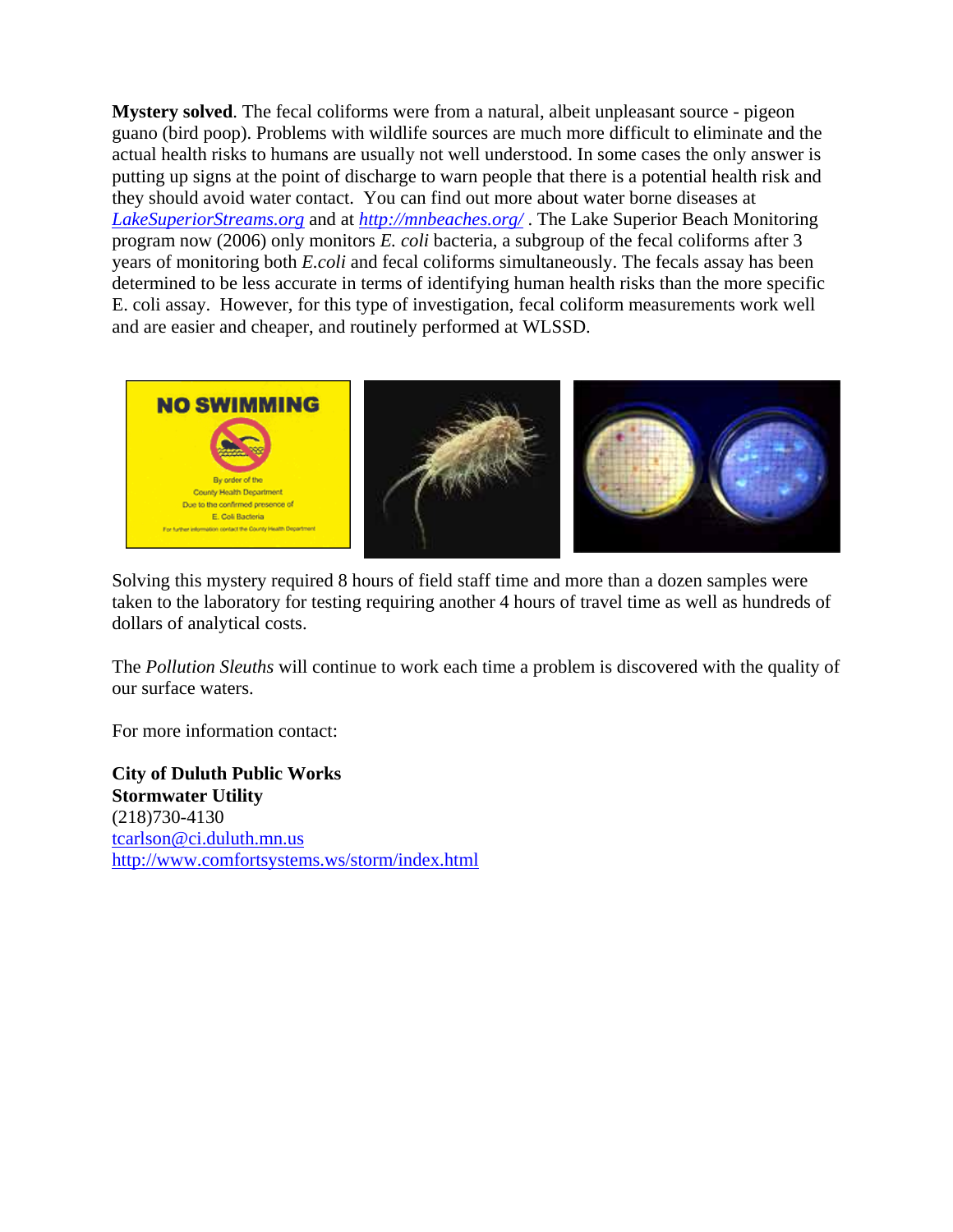**Mystery solved**. The fecal coliforms were from a natural, albeit unpleasant source - pigeon guano (bird poop). Problems with wildlife sources are much more difficult to eliminate and the actual health risks to humans are usually not well understood. In some cases the only answer is putting up signs at the point of discharge to warn people that there is a potential health risk and they should avoid water contact. You can find out more about water borne diseases at *LakeSuperiorStreams.org* and at *http://mnbeaches.org/* . The Lake Superior Beach Monitoring program now (2006) only monitors *E. coli* bacteria, a subgroup of the fecal coliforms after 3 years of monitoring both *E.coli* and fecal coliforms simultaneously. The fecals assay has been determined to be less accurate in terms of identifying human health risks than the more specific E. coli assay. However, for this type of investigation, fecal coliform measurements work well and are easier and cheaper, and routinely performed at WLSSD.

Solving this mystery required 8 hours of field staff time and more than a dozen samples were taken to the laboratory for testing requiring another 4 hours of travel time as well as hundreds of dollars of analytical costs.

The *Pollution Sleuths* will continue to work each time a problem is discovered with the quality of our surface waters.

For more information contact:

**City of Duluth Public Works**
**Stormwater Utility**
(218)730-4130
tcarlson@ci.duluth.mn.us
http://www.comfortsystems.ws/storm/index.html